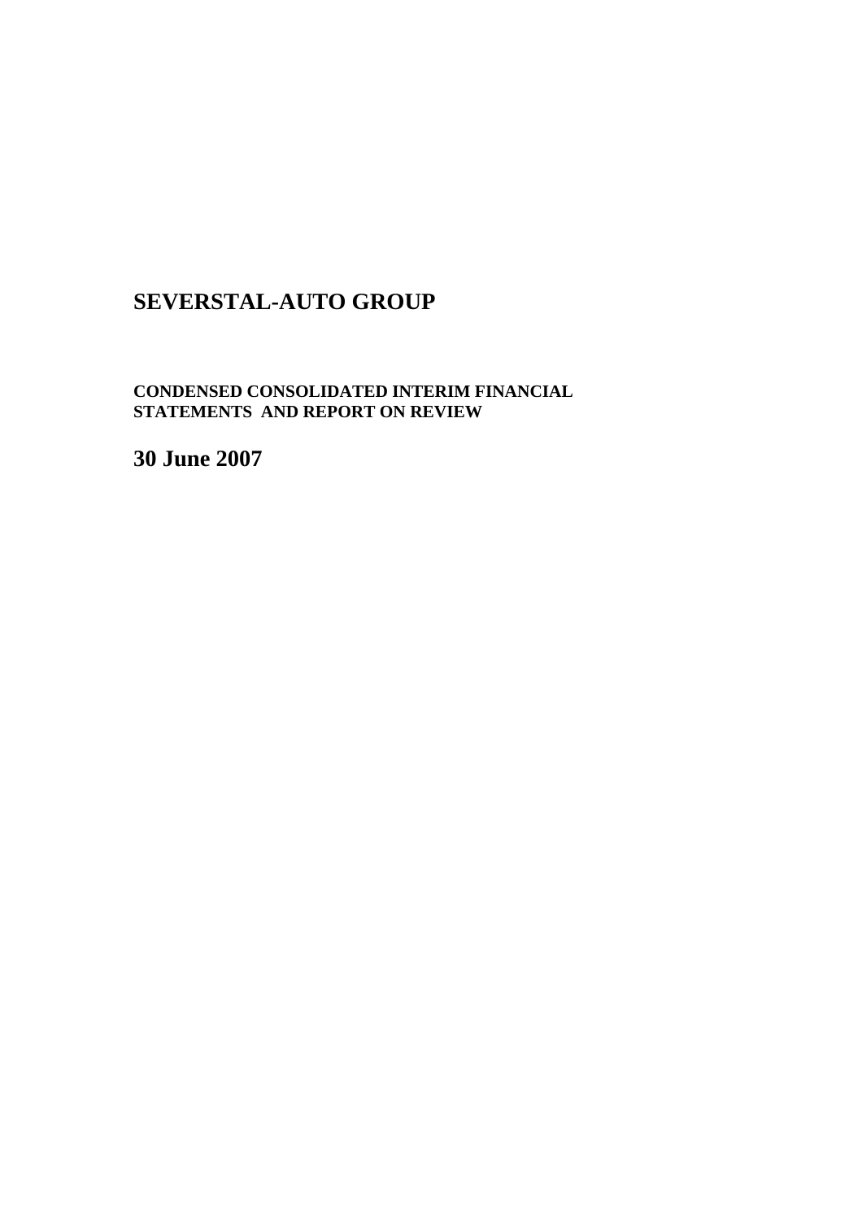# SEVERSTAL-AUTO GROUP

**CONDENSED CONSOLIDATED INTERIM FINANCIAL STATEMENTS AND REPORT ON REVIEW**

## 30 June 2007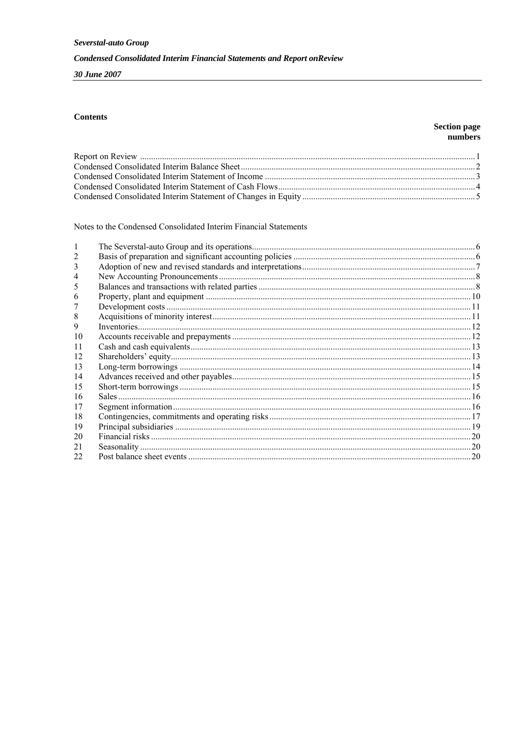*Severstal-auto Group*

*Condensed Consolidated Interim Financial Statements and Report onReview*

*30 June 2007*

**Contents**

| | Section page numbers |
|---|---|
| Report on Review | 1 |
| Condensed Consolidated Interim Balance Sheet | 2 |
| Condensed Consolidated Interim Statement of Income | 3 |
| Condensed Consolidated Interim Statement of Cash Flows | 4 |
| Condensed Consolidated Interim Statement of Changes in Equity | 5 |

Notes to the Condensed Consolidated Interim Financial Statements

| | | |
|---|---|---|
| 1 | The Severstal-auto Group and its operations | 6 |
| 2 | Basis of preparation and significant accounting policies | 6 |
| 3 | Adoption of new and revised standards and interpretations | 7 |
| 4 | New Accounting Pronouncements | 8 |
| 5 | Balances and transactions with related parties | 8 |
| 6 | Property, plant and equipment | 10 |
| 7 | Development costs | 11 |
| 8 | Acquisitions of minority interest | 11 |
| 9 | Inventories | 12 |
| 10 | Accounts receivable and prepayments | 12 |
| 11 | Cash and cash equivalents | 13 |
| 12 | Shareholders' equity | 13 |
| 13 | Long-term borrowings | 14 |
| 14 | Advances received and other payables | 15 |
| 15 | Short-term borrowings | 15 |
| 16 | Sales | 16 |
| 17 | Segment information | 16 |
| 18 | Contingencies, commitments and operating risks | 17 |
| 19 | Principal subsidiaries | 19 |
| 20 | Financial risks | 20 |
| 21 | Seasonality | 20 |
| 22 | Post balance sheet events | 20 |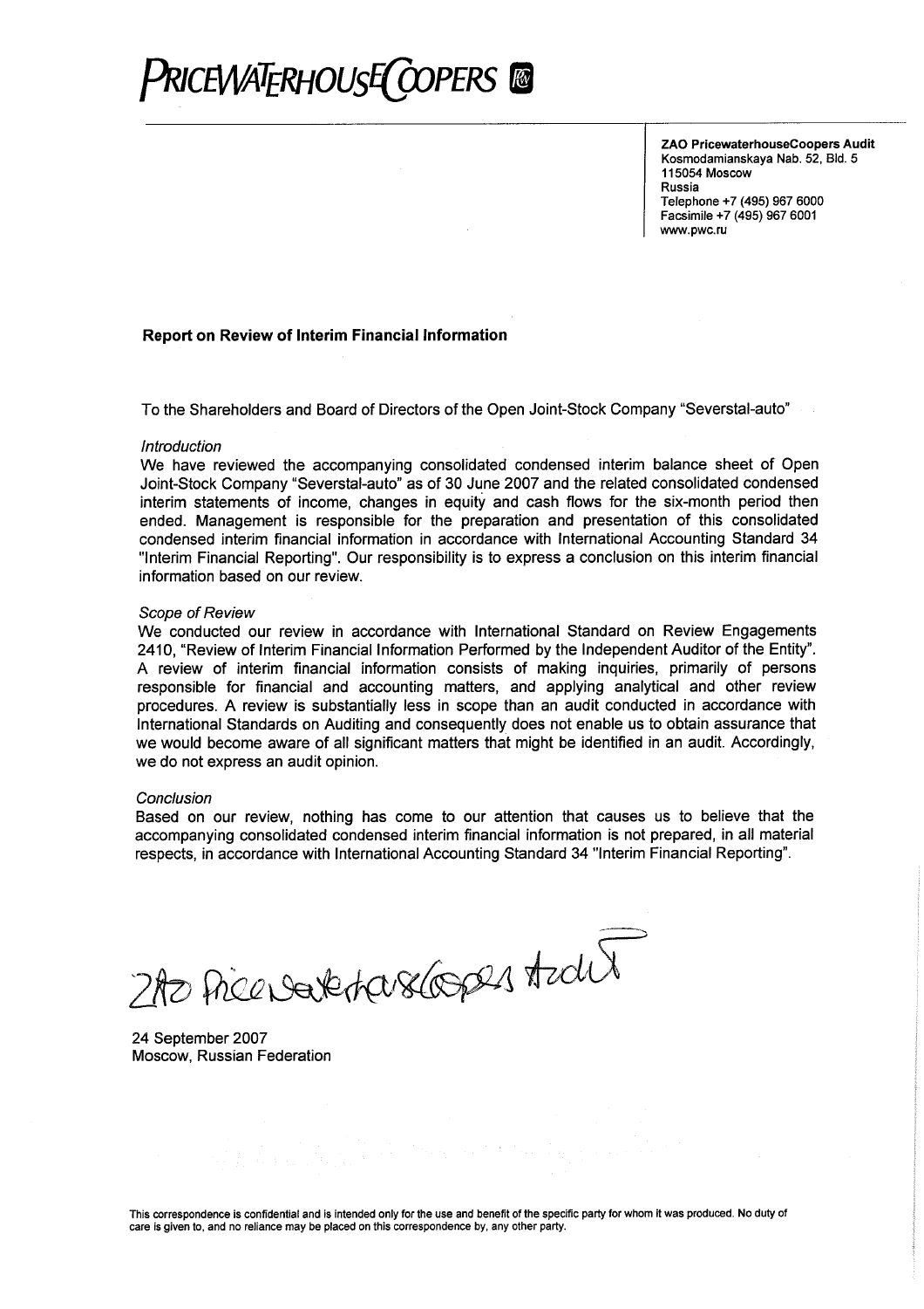PRICEWATERHOUSECOOPERS

**ZAO PricewaterhouseCoopers Audit**
Kosmodamianskaya Nab. 52, Bld. 5
115054 Moscow
Russia
Telephone +7 (495) 967 6000
Facsimile +7 (495) 967 6001
www.pwc.ru

## Report on Review of Interim Financial Information

To the Shareholders and Board of Directors of the Open Joint-Stock Company "Severstal-auto"

*Introduction*

We have reviewed the accompanying consolidated condensed interim balance sheet of Open Joint-Stock Company "Severstal-auto" as of 30 June 2007 and the related consolidated condensed interim statements of income, changes in equity and cash flows for the six-month period then ended. Management is responsible for the preparation and presentation of this consolidated condensed interim financial information in accordance with International Accounting Standard 34 "Interim Financial Reporting". Our responsibility is to express a conclusion on this interim financial information based on our review.

*Scope of Review*

We conducted our review in accordance with International Standard on Review Engagements 2410, "Review of Interim Financial Information Performed by the Independent Auditor of the Entity". A review of interim financial information consists of making inquiries, primarily of persons responsible for financial and accounting matters, and applying analytical and other review procedures. A review is substantially less in scope than an audit conducted in accordance with International Standards on Auditing and consequently does not enable us to obtain assurance that we would become aware of all significant matters that might be identified in an audit. Accordingly, we do not express an audit opinion.

*Conclusion*

Based on our review, nothing has come to our attention that causes us to believe that the accompanying consolidated condensed interim financial information is not prepared, in all material respects, in accordance with International Accounting Standard 34 "Interim Financial Reporting".

ZAO PricewaterhouseCoopers Audit

24 September 2007
Moscow, Russian Federation

This correspondence is confidential and is intended only for the use and benefit of the specific party for whom it was produced. No duty of care is given to, and no reliance may be placed on this correspondence by, any other party.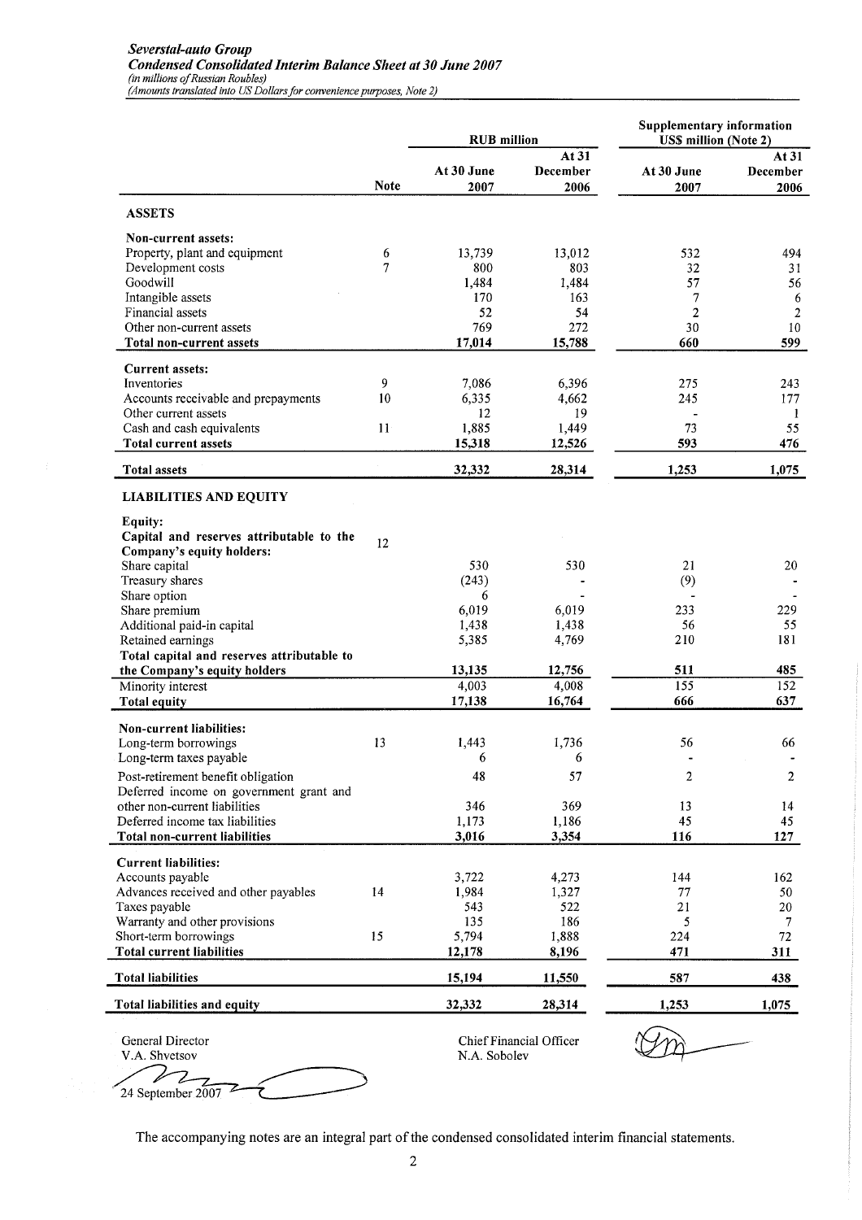***Severstal-auto Group***
***Condensed Consolidated Interim Balance Sheet at 30 June 2007***
*(in millions of Russian Roubles)*
*(Amounts translated into US Dollars for convenience purposes, Note 2)*

| | Note | RUB million | | Supplementary information US$ million (Note 2) | |
|---|---|---|---|---|---|
| | | **At 30 June 2007** | **At 31 December 2006** | **At 30 June 2007** | **At 31 December 2006** |
| **ASSETS** | | | | | |
| **Non-current assets:** | | | | | |
| Property, plant and equipment | 6 | 13,739 | 13,012 | 532 | 494 |
| Development costs | 7 | 800 | 803 | 32 | 31 |
| Goodwill | | 1,484 | 1,484 | 57 | 56 |
| Intangible assets | | 170 | 163 | 7 | 6 |
| Financial assets | | 52 | 54 | 2 | 2 |
| Other non-current assets | | 769 | 272 | 30 | 10 |
| **Total non-current assets** | | **17,014** | **15,788** | **660** | **599** |
| **Current assets:** | | | | | |
| Inventories | 9 | 7,086 | 6,396 | 275 | 243 |
| Accounts receivable and prepayments | 10 | 6,335 | 4,662 | 245 | 177 |
| Other current assets | | 12 | 19 | - | 1 |
| Cash and cash equivalents | 11 | 1,885 | 1,449 | 73 | 55 |
| **Total current assets** | | **15,318** | **12,526** | **593** | **476** |
| **Total assets** | | **32,332** | **28,314** | **1,253** | **1,075** |
| **LIABILITIES AND EQUITY** | | | | | |
| **Equity:** | | | | | |
| **Capital and reserves attributable to the Company's equity holders:** | 12 | | | | |
| Share capital | | 530 | 530 | 21 | 20 |
| Treasury shares | | (243) | - | (9) | - |
| Share option | | 6 | - | - | - |
| Share premium | | 6,019 | 6,019 | 233 | 229 |
| Additional paid-in capital | | 1,438 | 1,438 | 56 | 55 |
| Retained earnings | | 5,385 | 4,769 | 210 | 181 |
| **Total capital and reserves attributable to the Company's equity holders** | | **13,135** | **12,756** | **511** | **485** |
| Minority interest | | 4,003 | 4,008 | 155 | 152 |
| **Total equity** | | **17,138** | **16,764** | **666** | **637** |
| **Non-current liabilities:** | | | | | |
| Long-term borrowings | 13 | 1,443 | 1,736 | 56 | 66 |
| Long-term taxes payable | | 6 | 6 | - | - |
| Post-retirement benefit obligation | | 48 | 57 | 2 | 2 |
| Deferred income on government grant and other non-current liabilities | | 346 | 369 | 13 | 14 |
| Deferred income tax liabilities | | 1,173 | 1,186 | 45 | 45 |
| **Total non-current liabilities** | | **3,016** | **3,354** | **116** | **127** |
| **Current liabilities:** | | | | | |
| Accounts payable | | 3,722 | 4,273 | 144 | 162 |
| Advances received and other payables | 14 | 1,984 | 1,327 | 77 | 50 |
| Taxes payable | | 543 | 522 | 21 | 20 |
| Warranty and other provisions | | 135 | 186 | 5 | 7 |
| Short-term borrowings | 15 | 5,794 | 1,888 | 224 | 72 |
| **Total current liabilities** | | **12,178** | **8,196** | **471** | **311** |
| **Total liabilities** | | **15,194** | **11,550** | **587** | **438** |
| **Total liabilities and equity** | | **32,332** | **28,314** | **1,253** | **1,075** |

General Director
V.A. Shvetsov

24 September 2007

Chief Financial Officer
N.A. Sobolev

The accompanying notes are an integral part of the condensed consolidated interim financial statements.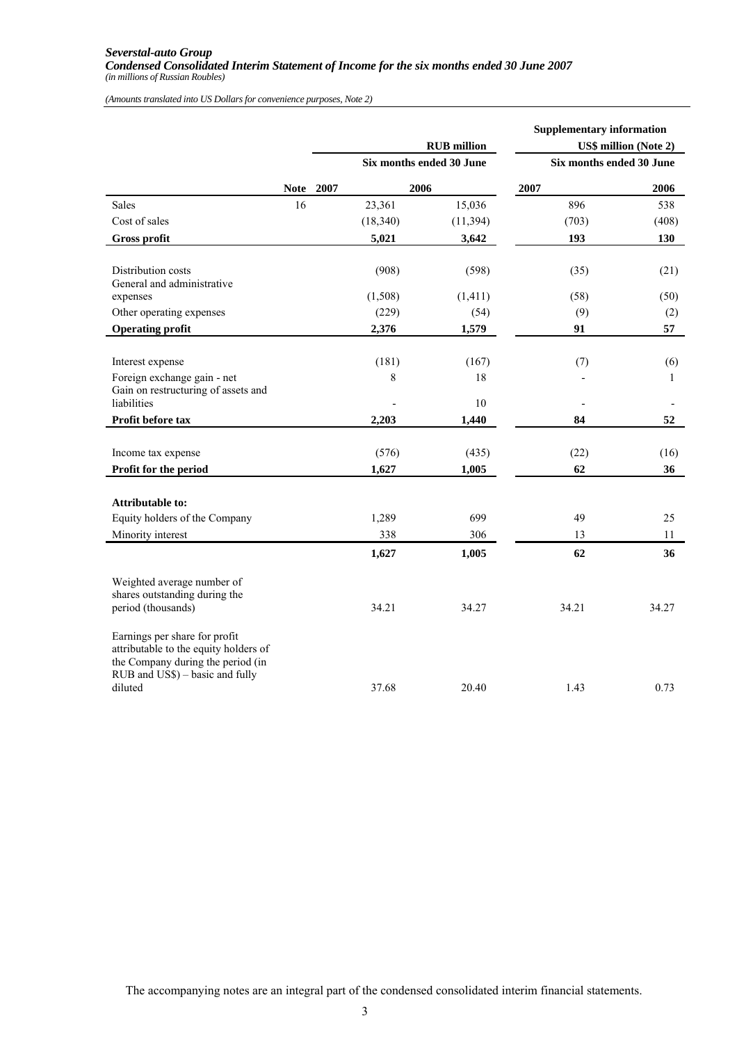*Severstal-auto Group*
***Condensed Consolidated Interim Statement of Income for the six months ended 30 June 2007***
*(in millions of Russian Roubles)*

*(Amounts translated into US Dollars for convenience purposes, Note 2)*

| | | RUB million | | Supplementary information US$ million (Note 2) | |
|---|---|---|---|---|---|
| | | **Six months ended 30 June** | | **Six months ended 30 June** | |
| | **Note** | **2007** | **2006** | **2007** | **2006** |
| Sales | 16 | 23,361 | 15,036 | 896 | 538 |
| Cost of sales | | (18,340) | (11,394) | (703) | (408) |
| **Gross profit** | | **5,021** | **3,642** | **193** | **130** |
| Distribution costs | | (908) | (598) | (35) | (21) |
| General and administrative expenses | | (1,508) | (1,411) | (58) | (50) |
| Other operating expenses | | (229) | (54) | (9) | (2) |
| **Operating profit** | | **2,376** | **1,579** | **91** | **57** |
| Interest expense | | (181) | (167) | (7) | (6) |
| Foreign exchange gain - net | | 8 | 18 | - | 1 |
| Gain on restructuring of assets and liabilities | | - | 10 | - | - |
| **Profit before tax** | | **2,203** | **1,440** | **84** | **52** |
| Income tax expense | | (576) | (435) | (22) | (16) |
| **Profit for the period** | | **1,627** | **1,005** | **62** | **36** |
| **Attributable to:** | | | | | |
| Equity holders of the Company | | 1,289 | 699 | 49 | 25 |
| Minority interest | | 338 | 306 | 13 | 11 |
| | | **1,627** | **1,005** | **62** | **36** |
| Weighted average number of shares outstanding during the period (thousands) | | 34.21 | 34.27 | 34.21 | 34.27 |
| Earnings per share for profit attributable to the equity holders of the Company during the period (in RUB and US$) – basic and fully diluted | | 37.68 | 20.40 | 1.43 | 0.73 |

The accompanying notes are an integral part of the condensed consolidated interim financial statements.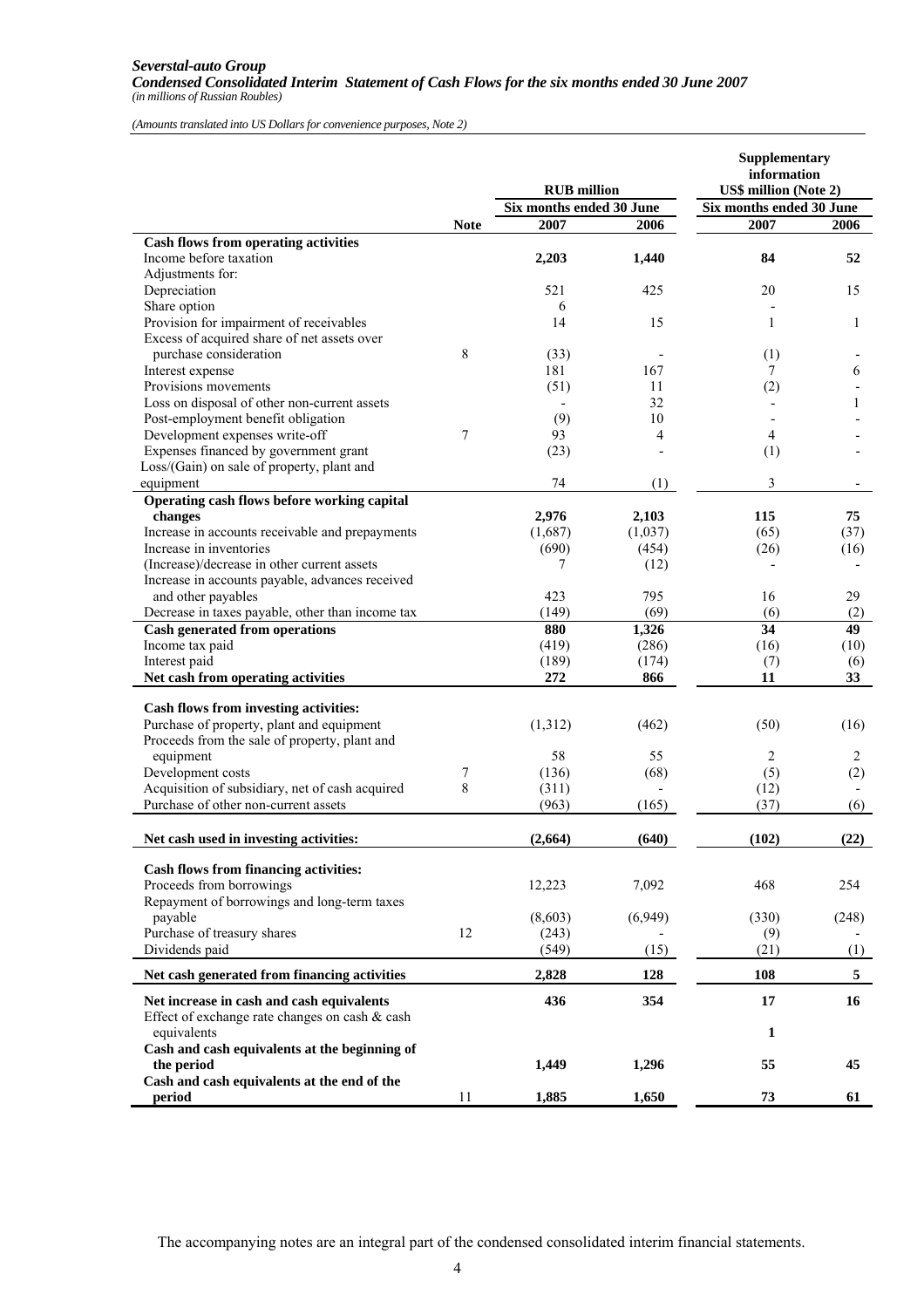*Severstal-auto Group*
***Condensed Consolidated Interim Statement of Cash Flows for the six months ended 30 June 2007***
*(in millions of Russian Roubles)*

*(Amounts translated into US Dollars for convenience purposes, Note 2)*

| | | RUB million | | Supplementary information US$ million (Note 2) | |
|---|---|---|---|---|---|
| | | Six months ended 30 June | | Six months ended 30 June | |
| | **Note** | **2007** | **2006** | **2007** | **2006** |
| **Cash flows from operating activities** | | | | | |
| Income before taxation | | **2,203** | **1,440** | **84** | **52** |
| Adjustments for: | | | | | |
| Depreciation | | 521 | 425 | 20 | 15 |
| Share option | | 6 | | - | |
| Provision for impairment of receivables | | 14 | 15 | 1 | 1 |
| Excess of acquired share of net assets over purchase consideration | 8 | (33) | - | (1) | - |
| Interest expense | | 181 | 167 | 7 | 6 |
| Provisions movements | | (51) | 11 | (2) | - |
| Loss on disposal of other non-current assets | | - | 32 | - | 1 |
| Post-employment benefit obligation | | (9) | 10 | - | - |
| Development expenses write-off | 7 | 93 | 4 | 4 | - |
| Expenses financed by government grant | | (23) | - | (1) | - |
| Loss/(Gain) on sale of property, plant and equipment | | 74 | (1) | 3 | - |
| **Operating cash flows before working capital changes** | | **2,976** | **2,103** | **115** | **75** |
| Increase in accounts receivable and prepayments | | (1,687) | (1,037) | (65) | (37) |
| Increase in inventories | | (690) | (454) | (26) | (16) |
| (Increase)/decrease in other current assets | | 7 | (12) | - | - |
| Increase in accounts payable, advances received and other payables | | 423 | 795 | 16 | 29 |
| Decrease in taxes payable, other than income tax | | (149) | (69) | (6) | (2) |
| **Cash generated from operations** | | **880** | **1,326** | **34** | **49** |
| Income tax paid | | (419) | (286) | (16) | (10) |
| Interest paid | | (189) | (174) | (7) | (6) |
| **Net cash from operating activities** | | **272** | **866** | **11** | **33** |
| **Cash flows from investing activities:** | | | | | |
| Purchase of property, plant and equipment | | (1,312) | (462) | (50) | (16) |
| Proceeds from the sale of property, plant and equipment | | 58 | 55 | 2 | 2 |
| Development costs | 7 | (136) | (68) | (5) | (2) |
| Acquisition of subsidiary, net of cash acquired | 8 | (311) | - | (12) | - |
| Purchase of other non-current assets | | (963) | (165) | (37) | (6) |
| **Net cash used in investing activities:** | | **(2,664)** | **(640)** | **(102)** | **(22)** |
| **Cash flows from financing activities:** | | | | | |
| Proceeds from borrowings | | 12,223 | 7,092 | 468 | 254 |
| Repayment of borrowings and long-term taxes payable | | (8,603) | (6,949) | (330) | (248) |
| Purchase of treasury shares | 12 | (243) | - | (9) | - |
| Dividends paid | | (549) | (15) | (21) | (1) |
| **Net cash generated from financing activities** | | **2,828** | **128** | **108** | **5** |
| **Net increase in cash and cash equivalents** | | **436** | **354** | **17** | **16** |
| Effect of exchange rate changes on cash & cash equivalents | | | | **1** | |
| **Cash and cash equivalents at the beginning of the period** | | **1,449** | **1,296** | **55** | **45** |
| **Cash and cash equivalents at the end of the period** | 11 | **1,885** | **1,650** | **73** | **61** |

The accompanying notes are an integral part of the condensed consolidated interim financial statements.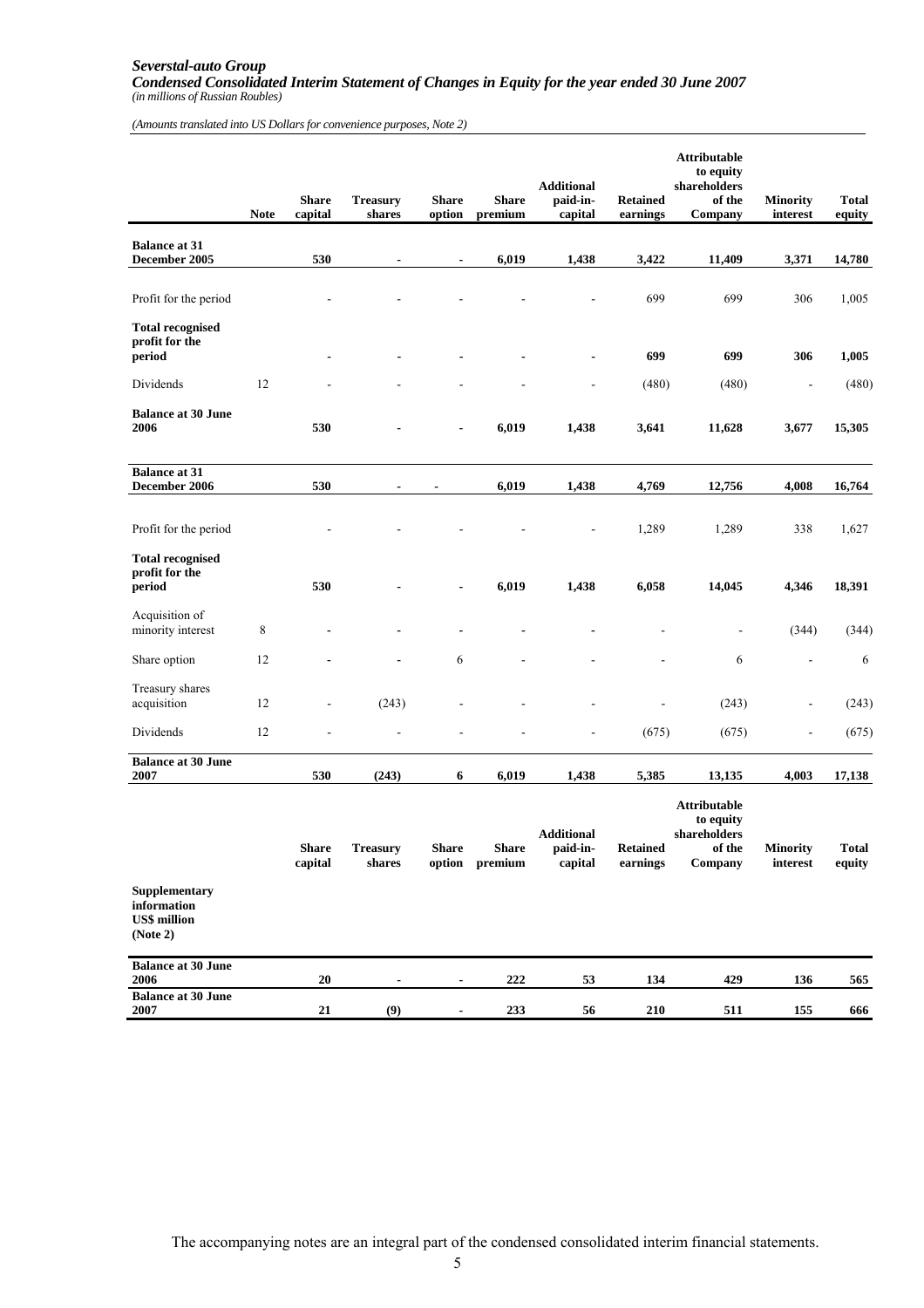*Severstal-auto Group*
***Condensed Consolidated Interim Statement of Changes in Equity for the year ended 30 June 2007***
*(in millions of Russian Roubles)*

*(Amounts translated into US Dollars for convenience purposes, Note 2)*

| | Note | Share capital | Treasury shares | Share option | Share premium | Additional paid-in-capital | Retained earnings | Attributable to equity shareholders of the Company | Minority interest | Total equity |
|---|---|---|---|---|---|---|---|---|---|---|
| **Balance at 31 December 2005** | | **530** | **-** | **-** | **6,019** | **1,438** | **3,422** | **11,409** | **3,371** | **14,780** |
| Profit for the period | | - | - | - | - | - | 699 | 699 | 306 | 1,005 |
| **Total recognised profit for the period** | | **-** | **-** | **-** | **-** | **-** | **699** | **699** | **306** | **1,005** |
| Dividends | 12 | - | - | - | - | - | (480) | (480) | - | (480) |
| **Balance at 30 June 2006** | | **530** | **-** | **-** | **6,019** | **1,438** | **3,641** | **11,628** | **3,677** | **15,305** |
| **Balance at 31 December 2006** | | **530** | **-** | **-** | **6,019** | **1,438** | **4,769** | **12,756** | **4,008** | **16,764** |
| Profit for the period | | - | - | - | - | - | 1,289 | 1,289 | 338 | 1,627 |
| **Total recognised profit for the period** | | **530** | **-** | **-** | **6,019** | **1,438** | **6,058** | **14,045** | **4,346** | **18,391** |
| Acquisition of minority interest | 8 | - | - | - | - | - | - | - | (344) | (344) |
| Share option | 12 | - | - | 6 | - | - | - | 6 | - | 6 |
| Treasury shares acquisition | 12 | - | (243) | - | - | - | - | (243) | - | (243) |
| Dividends | 12 | - | - | - | - | - | (675) | (675) | - | (675) |
| **Balance at 30 June 2007** | | **530** | **(243)** | **6** | **6,019** | **1,438** | **5,385** | **13,135** | **4,003** | **17,138** |

| | Share capital | Treasury shares | Share option | Share premium | Additional paid-in-capital | Retained earnings | Attributable to equity shareholders of the Company | Minority interest | Total equity |
|---|---|---|---|---|---|---|---|---|---|
| **Supplementary information US$ million (Note 2)** | | | | | | | | | |
| **Balance at 30 June 2006** | **20** | **-** | **-** | **222** | **53** | **134** | **429** | **136** | **565** |
| **Balance at 30 June 2007** | **21** | **(9)** | **-** | **233** | **56** | **210** | **511** | **155** | **666** |

The accompanying notes are an integral part of the condensed consolidated interim financial statements.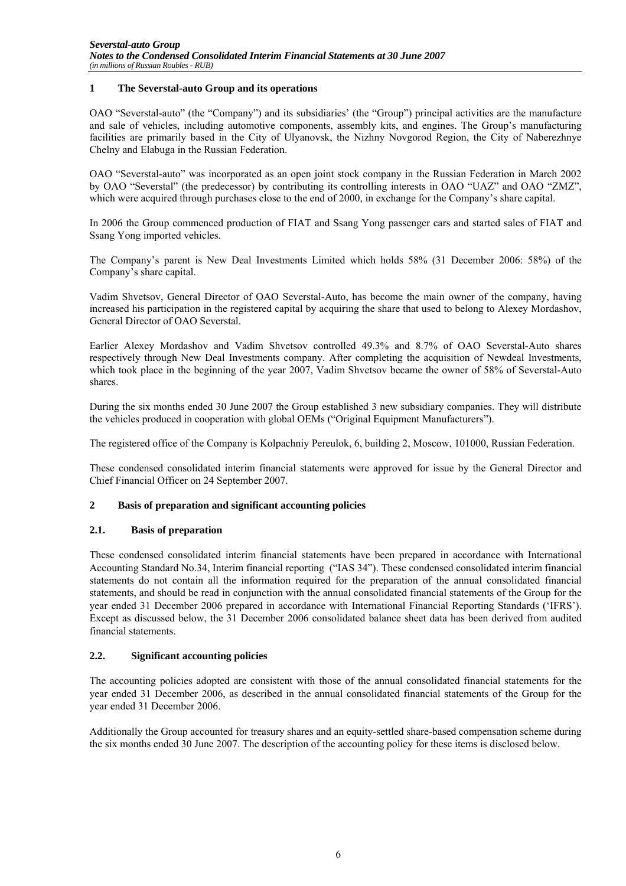## 1 The Severstal-auto Group and its operations

OAO "Severstal-auto" (the "Company") and its subsidiaries' (the "Group") principal activities are the manufacture and sale of vehicles, including automotive components, assembly kits, and engines. The Group's manufacturing facilities are primarily based in the City of Ulyanovsk, the Nizhny Novgorod Region, the City of Naberezhnye Chelny and Elabuga in the Russian Federation.

OAO "Severstal-auto" was incorporated as an open joint stock company in the Russian Federation in March 2002 by OAO "Severstal" (the predecessor) by contributing its controlling interests in OAO "UAZ" and OAO "ZMZ", which were acquired through purchases close to the end of 2000, in exchange for the Company's share capital.

In 2006 the Group commenced production of FIAT and Ssang Yong passenger cars and started sales of FIAT and Ssang Yong imported vehicles.

The Company's parent is New Deal Investments Limited which holds 58% (31 December 2006: 58%) of the Company's share capital.

Vadim Shvetsov, General Director of OAO Severstal-Auto, has become the main owner of the company, having increased his participation in the registered capital by acquiring the share that used to belong to Alexey Mordashov, General Director of OAO Severstal.

Earlier Alexey Mordashov and Vadim Shvetsov controlled 49.3% and 8.7% of OAO Severstal-Auto shares respectively through New Deal Investments company. After completing the acquisition of Newdeal Investments, which took place in the beginning of the year 2007, Vadim Shvetsov became the owner of 58% of Severstal-Auto shares.

During the six months ended 30 June 2007 the Group established 3 new subsidiary companies. They will distribute the vehicles produced in cooperation with global OEMs ("Original Equipment Manufacturers").

The registered office of the Company is Kolpachniy Pereulok, 6, building 2, Moscow, 101000, Russian Federation.

These condensed consolidated interim financial statements were approved for issue by the General Director and Chief Financial Officer on 24 September 2007.

## 2 Basis of preparation and significant accounting policies

### 2.1. Basis of preparation

These condensed consolidated interim financial statements have been prepared in accordance with International Accounting Standard No.34, Interim financial reporting ("IAS 34"). These condensed consolidated interim financial statements do not contain all the information required for the preparation of the annual consolidated financial statements, and should be read in conjunction with the annual consolidated financial statements of the Group for the year ended 31 December 2006 prepared in accordance with International Financial Reporting Standards ('IFRS'). Except as discussed below, the 31 December 2006 consolidated balance sheet data has been derived from audited financial statements.

### 2.2. Significant accounting policies

The accounting policies adopted are consistent with those of the annual consolidated financial statements for the year ended 31 December 2006, as described in the annual consolidated financial statements of the Group for the year ended 31 December 2006.

Additionally the Group accounted for treasury shares and an equity-settled share-based compensation scheme during the six months ended 30 June 2007. The description of the accounting policy for these items is disclosed below.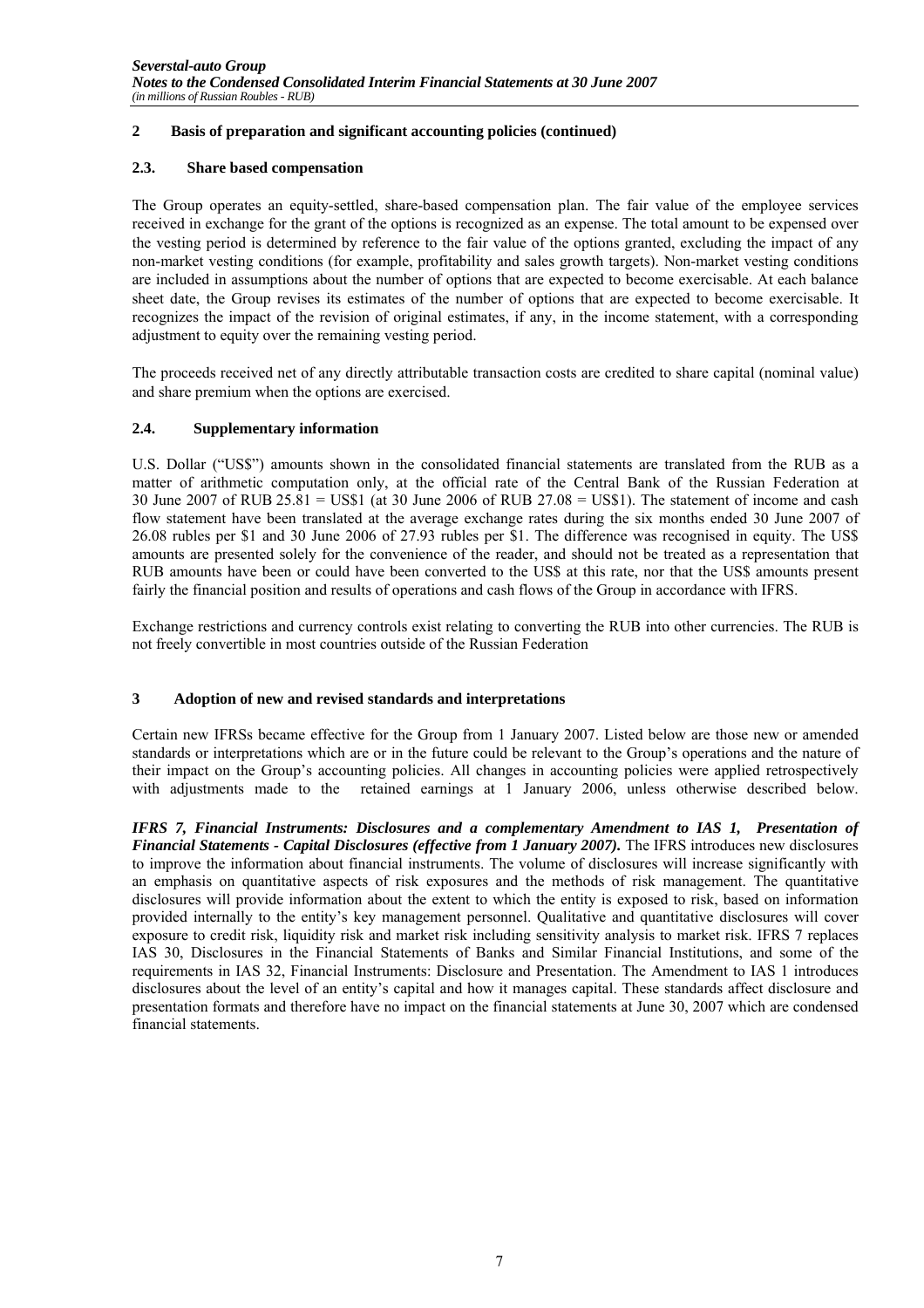## 2 Basis of preparation and significant accounting policies (continued)

### 2.3. Share based compensation

The Group operates an equity-settled, share-based compensation plan. The fair value of the employee services received in exchange for the grant of the options is recognized as an expense. The total amount to be expensed over the vesting period is determined by reference to the fair value of the options granted, excluding the impact of any non-market vesting conditions (for example, profitability and sales growth targets). Non-market vesting conditions are included in assumptions about the number of options that are expected to become exercisable. At each balance sheet date, the Group revises its estimates of the number of options that are expected to become exercisable. It recognizes the impact of the revision of original estimates, if any, in the income statement, with a corresponding adjustment to equity over the remaining vesting period.

The proceeds received net of any directly attributable transaction costs are credited to share capital (nominal value) and share premium when the options are exercised.

### 2.4. Supplementary information

U.S. Dollar ("US$") amounts shown in the consolidated financial statements are translated from the RUB as a matter of arithmetic computation only, at the official rate of the Central Bank of the Russian Federation at 30 June 2007 of RUB 25.81 = US$1 (at 30 June 2006 of RUB 27.08 = US$1). The statement of income and cash flow statement have been translated at the average exchange rates during the six months ended 30 June 2007 of 26.08 rubles per $1 and 30 June 2006 of 27.93 rubles per $1. The difference was recognised in equity. The US$ amounts are presented solely for the convenience of the reader, and should not be treated as a representation that RUB amounts have been or could have been converted to the US$ at this rate, nor that the US$ amounts present fairly the financial position and results of operations and cash flows of the Group in accordance with IFRS.

Exchange restrictions and currency controls exist relating to converting the RUB into other currencies. The RUB is not freely convertible in most countries outside of the Russian Federation

## 3 Adoption of new and revised standards and interpretations

Certain new IFRSs became effective for the Group from 1 January 2007. Listed below are those new or amended standards or interpretations which are or in the future could be relevant to the Group's operations and the nature of their impact on the Group's accounting policies. All changes in accounting policies were applied retrospectively with adjustments made to the retained earnings at 1 January 2006, unless otherwise described below.

***IFRS 7, Financial Instruments: Disclosures and a complementary Amendment to IAS 1, Presentation of Financial Statements - Capital Disclosures (effective from 1 January 2007).*** The IFRS introduces new disclosures to improve the information about financial instruments. The volume of disclosures will increase significantly with an emphasis on quantitative aspects of risk exposures and the methods of risk management. The quantitative disclosures will provide information about the extent to which the entity is exposed to risk, based on information provided internally to the entity's key management personnel. Qualitative and quantitative disclosures will cover exposure to credit risk, liquidity risk and market risk including sensitivity analysis to market risk. IFRS 7 replaces IAS 30, Disclosures in the Financial Statements of Banks and Similar Financial Institutions, and some of the requirements in IAS 32, Financial Instruments: Disclosure and Presentation. The Amendment to IAS 1 introduces disclosures about the level of an entity's capital and how it manages capital. These standards affect disclosure and presentation formats and therefore have no impact on the financial statements at June 30, 2007 which are condensed financial statements.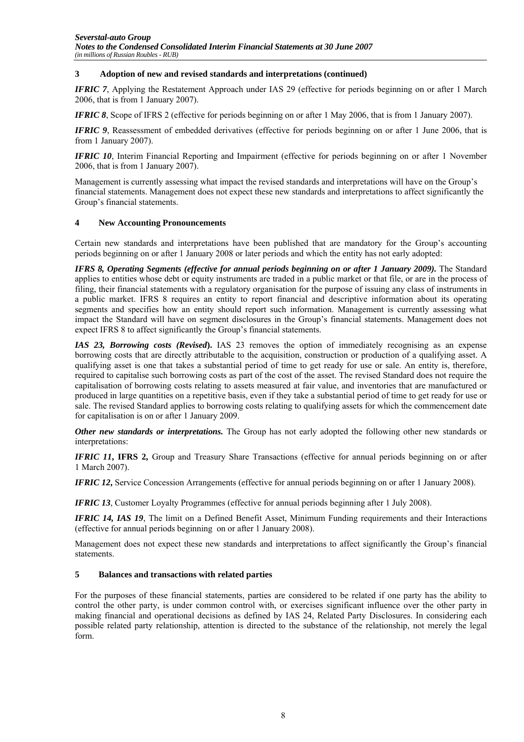## 3 Adoption of new and revised standards and interpretations (continued)

***IFRIC 7***, Applying the Restatement Approach under IAS 29 (effective for periods beginning on or after 1 March 2006, that is from 1 January 2007).

***IFRIC 8***, Scope of IFRS 2 (effective for periods beginning on or after 1 May 2006, that is from 1 January 2007).

***IFRIC 9***, Reassessment of embedded derivatives (effective for periods beginning on or after 1 June 2006, that is from 1 January 2007).

***IFRIC 10***, Interim Financial Reporting and Impairment (effective for periods beginning on or after 1 November 2006, that is from 1 January 2007).

Management is currently assessing what impact the revised standards and interpretations will have on the Group's financial statements. Management does not expect these new standards and interpretations to affect significantly the Group's financial statements.

## 4 New Accounting Pronouncements

Certain new standards and interpretations have been published that are mandatory for the Group's accounting periods beginning on or after 1 January 2008 or later periods and which the entity has not early adopted:

***IFRS 8, Operating Segments (effective for annual periods beginning on or after 1 January 2009).*** The Standard applies to entities whose debt or equity instruments are traded in a public market or that file, or are in the process of filing, their financial statements with a regulatory organisation for the purpose of issuing any class of instruments in a public market. IFRS 8 requires an entity to report financial and descriptive information about its operating segments and specifies how an entity should report such information. Management is currently assessing what impact the Standard will have on segment disclosures in the Group's financial statements. Management does not expect IFRS 8 to affect significantly the Group's financial statements.

***IAS 23, Borrowing costs (Revised).*** IAS 23 removes the option of immediately recognising as an expense borrowing costs that are directly attributable to the acquisition, construction or production of a qualifying asset. A qualifying asset is one that takes a substantial period of time to get ready for use or sale. An entity is, therefore, required to capitalise such borrowing costs as part of the cost of the asset. The revised Standard does not require the capitalisation of borrowing costs relating to assets measured at fair value, and inventories that are manufactured or produced in large quantities on a repetitive basis, even if they take a substantial period of time to get ready for use or sale. The revised Standard applies to borrowing costs relating to qualifying assets for which the commencement date for capitalisation is on or after 1 January 2009.

***Other new standards or interpretations.*** The Group has not early adopted the following other new standards or interpretations:

***IFRIC 11*, IFRS 2,** Group and Treasury Share Transactions (effective for annual periods beginning on or after 1 March 2007).

***IFRIC 12*,** Service Concession Arrangements (effective for annual periods beginning on or after 1 January 2008).

***IFRIC 13***, Customer Loyalty Programmes (effective for annual periods beginning after 1 July 2008).

***IFRIC 14, IAS 19***, The limit on a Defined Benefit Asset, Minimum Funding requirements and their Interactions (effective for annual periods beginning on or after 1 January 2008).

Management does not expect these new standards and interpretations to affect significantly the Group's financial statements.

## 5 Balances and transactions with related parties

For the purposes of these financial statements, parties are considered to be related if one party has the ability to control the other party, is under common control with, or exercises significant influence over the other party in making financial and operational decisions as defined by IAS 24, Related Party Disclosures. In considering each possible related party relationship, attention is directed to the substance of the relationship, not merely the legal form.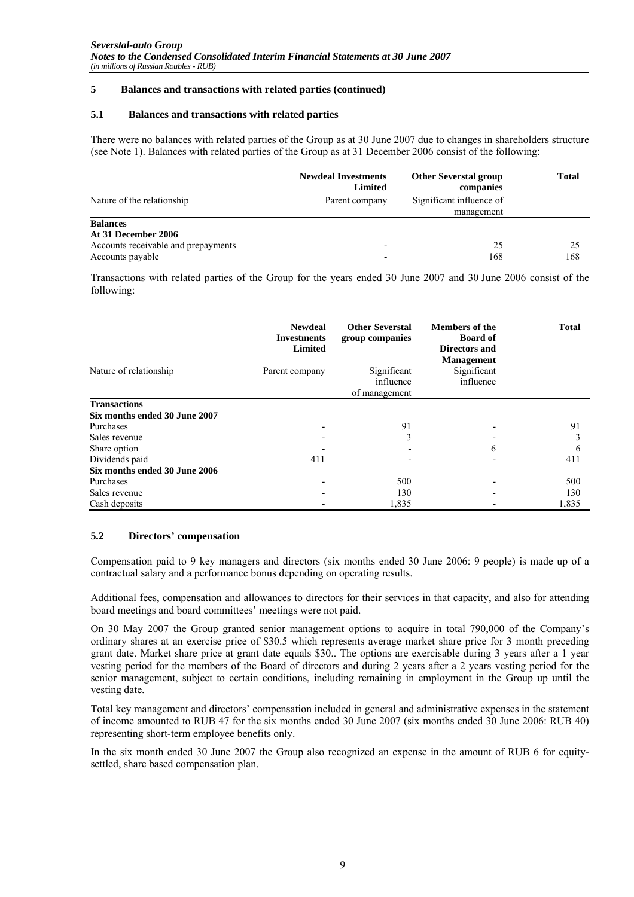## 5 Balances and transactions with related parties (continued)

### 5.1 Balances and transactions with related parties

There were no balances with related parties of the Group as at 30 June 2007 due to changes in shareholders structure (see Note 1). Balances with related parties of the Group as at 31 December 2006 consist of the following:

| | Newdeal Investments Limited | Other Severstal group companies | Total |
|---|---|---|---|
| Nature of the relationship | Parent company | Significant influence of management | |
| **Balances** | | | |
| **At 31 December 2006** | | | |
| Accounts receivable and prepayments | - | 25 | 25 |
| Accounts payable | - | 168 | 168 |

Transactions with related parties of the Group for the years ended 30 June 2007 and 30 June 2006 consist of the following:

| | Newdeal Investments Limited | Other Severstal group companies | Members of the Board of Directors and Management | Total |
|---|---|---|---|---|
| Nature of relationship | Parent company | Significant influence of management | Significant influence | |
| **Transactions** | | | | |
| **Six months ended 30 June 2007** | | | | |
| Purchases | - | 91 | - | 91 |
| Sales revenue | - | 3 | - | 3 |
| Share option | - | - | 6 | 6 |
| Dividends paid | 411 | - | - | 411 |
| **Six months ended 30 June 2006** | | | | |
| Purchases | - | 500 | - | 500 |
| Sales revenue | - | 130 | - | 130 |
| Cash deposits | - | 1,835 | - | 1,835 |

### 5.2 Directors' compensation

Compensation paid to 9 key managers and directors (six months ended 30 June 2006: 9 people) is made up of a contractual salary and a performance bonus depending on operating results.

Additional fees, compensation and allowances to directors for their services in that capacity, and also for attending board meetings and board committees' meetings were not paid.

On 30 May 2007 the Group granted senior management options to acquire in total 790,000 of the Company's ordinary shares at an exercise price of $30.5 which represents average market share price for 3 month preceding grant date. Market share price at grant date equals $30.. The options are exercisable during 3 years after a 1 year vesting period for the members of the Board of directors and during 2 years after a 2 years vesting period for the senior management, subject to certain conditions, including remaining in employment in the Group up until the vesting date.

Total key management and directors' compensation included in general and administrative expenses in the statement of income amounted to RUB 47 for the six months ended 30 June 2007 (six months ended 30 June 2006: RUB 40) representing short-term employee benefits only.

In the six month ended 30 June 2007 the Group also recognized an expense in the amount of RUB 6 for equity-settled, share based compensation plan.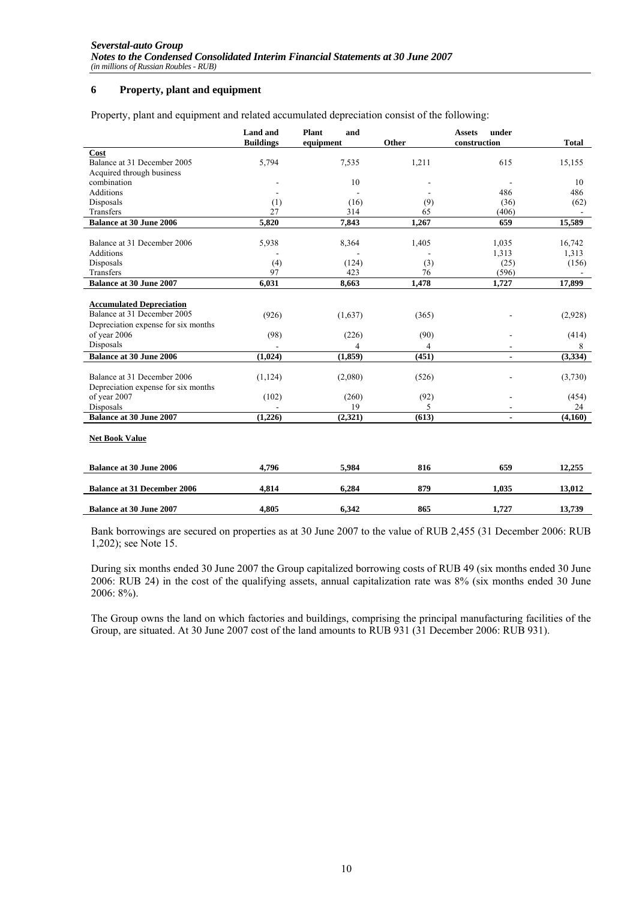## 6 Property, plant and equipment

Property, plant and equipment and related accumulated depreciation consist of the following:

| | Land and Buildings | Plant and equipment | Other | Assets under construction | Total |
|---|---|---|---|---|---|
| **Cost** | | | | | |
| Balance at 31 December 2005 | 5,794 | 7,535 | 1,211 | 615 | 15,155 |
| Acquired through business combination | - | 10 | - | - | 10 |
| Additions | - | - | - | 486 | 486 |
| Disposals | (1) | (16) | (9) | (36) | (62) |
| Transfers | 27 | 314 | 65 | (406) | - |
| **Balance at 30 June 2006** | **5,820** | **7,843** | **1,267** | **659** | **15,589** |
| | | | | | |
| Balance at 31 December 2006 | 5,938 | 8,364 | 1,405 | 1,035 | 16,742 |
| Additions | - | - | - | 1,313 | 1,313 |
| Disposals | (4) | (124) | (3) | (25) | (156) |
| Transfers | 97 | 423 | 76 | (596) | - |
| **Balance at 30 June 2007** | **6,031** | **8,663** | **1,478** | **1,727** | **17,899** |
| | | | | | |
| **Accumulated Depreciation** | | | | | |
| Balance at 31 December 2005 | (926) | (1,637) | (365) | - | (2,928) |
| Depreciation expense for six months of year 2006 | (98) | (226) | (90) | - | (414) |
| Disposals | - | 4 | 4 | - | 8 |
| **Balance at 30 June 2006** | **(1,024)** | **(1,859)** | **(451)** | **-** | **(3,334)** |
| | | | | | |
| Balance at 31 December 2006 | (1,124) | (2,080) | (526) | - | (3,730) |
| Depreciation expense for six months of year 2007 | (102) | (260) | (92) | - | (454) |
| Disposals | - | 19 | 5 | - | 24 |
| **Balance at 30 June 2007** | **(1,226)** | **(2,321)** | **(613)** | **-** | **(4,160)** |
| | | | | | |
| **Net Book Value** | | | | | |
| **Balance at 30 June 2006** | **4,796** | **5,984** | **816** | **659** | **12,255** |
| **Balance at 31 December 2006** | **4,814** | **6,284** | **879** | **1,035** | **13,012** |
| **Balance at 30 June 2007** | **4,805** | **6,342** | **865** | **1,727** | **13,739** |

Bank borrowings are secured on properties as at 30 June 2007 to the value of RUB 2,455 (31 December 2006: RUB 1,202); see Note 15.

During six months ended 30 June 2007 the Group capitalized borrowing costs of RUB 49 (six months ended 30 June 2006: RUB 24) in the cost of the qualifying assets, annual capitalization rate was 8% (six months ended 30 June 2006: 8%).

The Group owns the land on which factories and buildings, comprising the principal manufacturing facilities of the Group, are situated. At 30 June 2007 cost of the land amounts to RUB 931 (31 December 2006: RUB 931).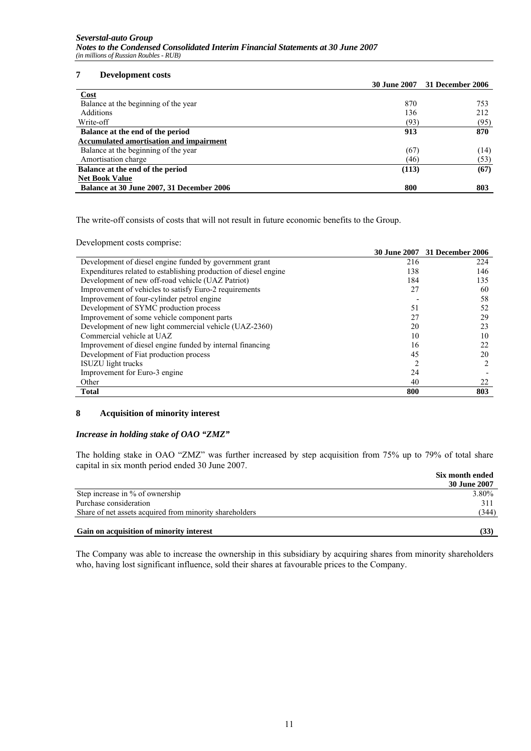## 7 Development costs

| | 30 June 2007 | 31 December 2006 |
|---|---|---|
| **Cost** | | |
| Balance at the beginning of the year | 870 | 753 |
| Additions | 136 | 212 |
| Write-off | (93) | (95) |
| **Balance at the end of the period** | **913** | **870** |
| **Accumulated amortisation and impairment** | | |
| Balance at the beginning of the year | (67) | (14) |
| Amortisation charge | (46) | (53) |
| **Balance at the end of the period** | **(113)** | **(67)** |
| **Net Book Value** | | |
| **Balance at 30 June 2007, 31 December 2006** | **800** | **803** |

The write-off consists of costs that will not result in future economic benefits to the Group.

Development costs comprise:

| | 30 June 2007 | 31 December 2006 |
|---|---|---|
| Development of diesel engine funded by government grant | 216 | 224 |
| Expenditures related to establishing production of diesel engine | 138 | 146 |
| Development of new off-road vehicle (UAZ Patriot) | 184 | 135 |
| Improvement of vehicles to satisfy Euro-2 requirements | 27 | 60 |
| Improvement of four-cylinder petrol engine | - | 58 |
| Development of SYMC production process | 51 | 52 |
| Improvement of some vehicle component parts | 27 | 29 |
| Development of new light commercial vehicle (UAZ-2360) | 20 | 23 |
| Commercial vehicle at UAZ | 10 | 10 |
| Improvement of diesel engine funded by internal financing | 16 | 22 |
| Development of Fiat production process | 45 | 20 |
| ISUZU light trucks | 2 | 2 |
| Improvement for Euro-3 engine | 24 | - |
| Other | 40 | 22 |
| **Total** | **800** | **803** |

## 8 Acquisition of minority interest

### *Increase in holding stake of OAO "ZMZ"*

The holding stake in OAO "ZMZ" was further increased by step acquisition from 75% up to 79% of total share capital in six month period ended 30 June 2007.

| | Six month ended 30 June 2007 |
|---|---|
| Step increase in % of ownership | 3.80% |
| Purchase consideration | 311 |
| Share of net assets acquired from minority shareholders | (344) |
| **Gain on acquisition of minority interest** | **(33)** |

The Company was able to increase the ownership in this subsidiary by acquiring shares from minority shareholders who, having lost significant influence, sold their shares at favourable prices to the Company.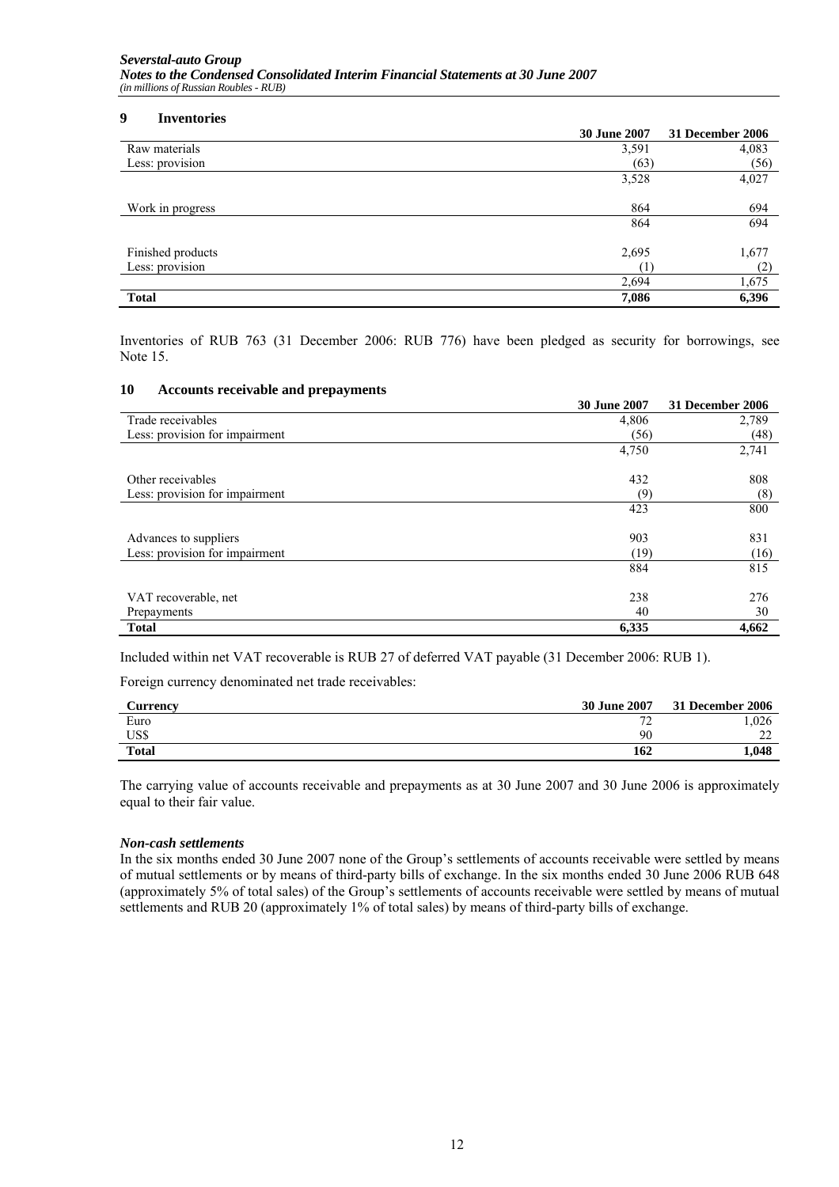## 9 Inventories

| | 30 June 2007 | 31 December 2006 |
|---|---|---|
| Raw materials | 3,591 | 4,083 |
| Less: provision | (63) | (56) |
| | 3,528 | 4,027 |
| | | |
| Work in progress | 864 | 694 |
| | 864 | 694 |
| | | |
| Finished products | 2,695 | 1,677 |
| Less: provision | (1) | (2) |
| | 2,694 | 1,675 |
| **Total** | **7,086** | **6,396** |

Inventories of RUB 763 (31 December 2006: RUB 776) have been pledged as security for borrowings, see Note 15.

## 10 Accounts receivable and prepayments

| | 30 June 2007 | 31 December 2006 |
|---|---|---|
| Trade receivables | 4,806 | 2,789 |
| Less: provision for impairment | (56) | (48) |
| | 4,750 | 2,741 |
| | | |
| Other receivables | 432 | 808 |
| Less: provision for impairment | (9) | (8) |
| | 423 | 800 |
| | | |
| Advances to suppliers | 903 | 831 |
| Less: provision for impairment | (19) | (16) |
| | 884 | 815 |
| | | |
| VAT recoverable, net | 238 | 276 |
| Prepayments | 40 | 30 |
| **Total** | **6,335** | **4,662** |

Included within net VAT recoverable is RUB 27 of deferred VAT payable (31 December 2006: RUB 1).

Foreign currency denominated net trade receivables:

| Currency | 30 June 2007 | 31 December 2006 |
|---|---|---|
| Euro | 72 | 1,026 |
| US$ | 90 | 22 |
| **Total** | **162** | **1,048** |

The carrying value of accounts receivable and prepayments as at 30 June 2007 and 30 June 2006 is approximately equal to their fair value.

### *Non-cash settlements*

In the six months ended 30 June 2007 none of the Group's settlements of accounts receivable were settled by means of mutual settlements or by means of third-party bills of exchange. In the six months ended 30 June 2006 RUB 648 (approximately 5% of total sales) of the Group's settlements of accounts receivable were settled by means of mutual settlements and RUB 20 (approximately 1% of total sales) by means of third-party bills of exchange.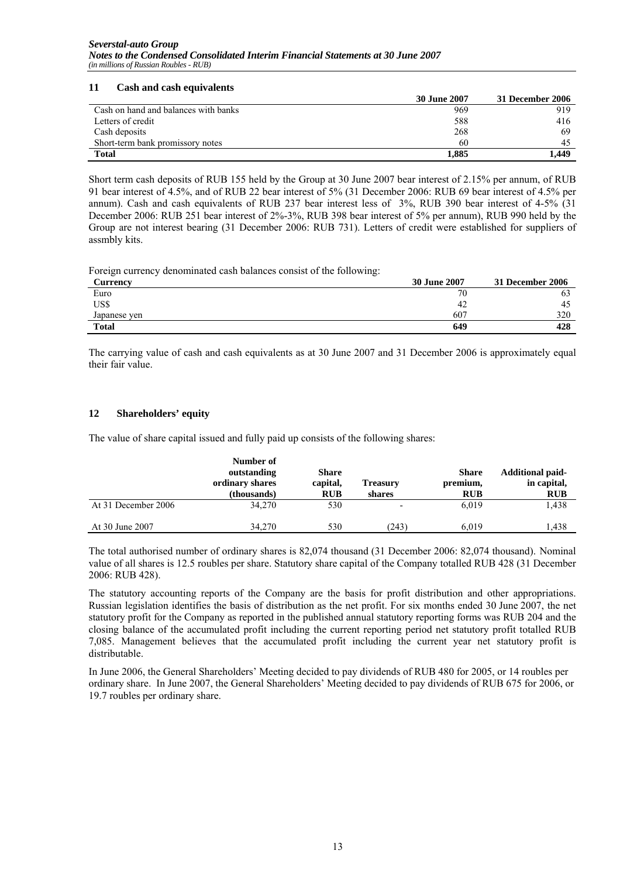## 11 Cash and cash equivalents

| | 30 June 2007 | 31 December 2006 |
|---|---|---|
| Cash on hand and balances with banks | 969 | 919 |
| Letters of credit | 588 | 416 |
| Cash deposits | 268 | 69 |
| Short-term bank promissory notes | 60 | 45 |
| **Total** | **1,885** | **1,449** |

Short term cash deposits of RUB 155 held by the Group at 30 June 2007 bear interest of 2.15% per annum, of RUB 91 bear interest of 4.5%, and of RUB 22 bear interest of 5% (31 December 2006: RUB 69 bear interest of 4.5% per annum). Cash and cash equivalents of RUB 237 bear interest less of 3%, RUB 390 bear interest of 4-5% (31 December 2006: RUB 251 bear interest of 2%-3%, RUB 398 bear interest of 5% per annum), RUB 990 held by the Group are not interest bearing (31 December 2006: RUB 731). Letters of credit were established for suppliers of assmbly kits.

Foreign currency denominated cash balances consist of the following:

| Currency | 30 June 2007 | 31 December 2006 |
|---|---|---|
| Euro | 70 | 63 |
| US$ | 42 | 45 |
| Japanese yen | 607 | 320 |
| **Total** | **649** | **428** |

The carrying value of cash and cash equivalents as at 30 June 2007 and 31 December 2006 is approximately equal their fair value.

## 12 Shareholders' equity

The value of share capital issued and fully paid up consists of the following shares:

| | Number of outstanding ordinary shares (thousands) | Share capital, RUB | Treasury shares | Share premium, RUB | Additional paid-in capital, RUB |
|---|---|---|---|---|---|
| At 31 December 2006 | 34,270 | 530 | - | 6,019 | 1,438 |
| At 30 June 2007 | 34,270 | 530 | (243) | 6,019 | 1,438 |

The total authorised number of ordinary shares is 82,074 thousand (31 December 2006: 82,074 thousand). Nominal value of all shares is 12.5 roubles per share. Statutory share capital of the Company totalled RUB 428 (31 December 2006: RUB 428).

The statutory accounting reports of the Company are the basis for profit distribution and other appropriations. Russian legislation identifies the basis of distribution as the net profit. For six months ended 30 June 2007, the net statutory profit for the Company as reported in the published annual statutory reporting forms was RUB 204 and the closing balance of the accumulated profit including the current reporting period net statutory profit totalled RUB 7,085. Management believes that the accumulated profit including the current year net statutory profit is distributable.

In June 2006, the General Shareholders' Meeting decided to pay dividends of RUB 480 for 2005, or 14 roubles per ordinary share. In June 2007, the General Shareholders' Meeting decided to pay dividends of RUB 675 for 2006, or 19.7 roubles per ordinary share.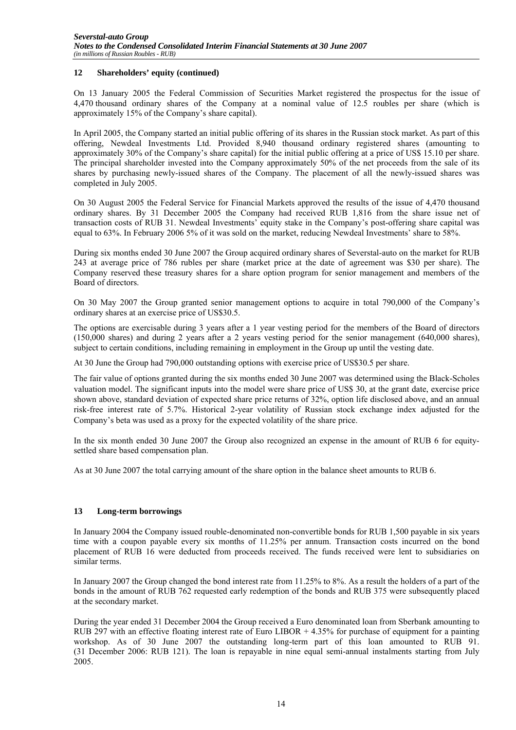## 12 Shareholders' equity (continued)

On 13 January 2005 the Federal Commission of Securities Market registered the prospectus for the issue of 4,470 thousand ordinary shares of the Company at a nominal value of 12.5 roubles per share (which is approximately 15% of the Company's share capital).

In April 2005, the Company started an initial public offering of its shares in the Russian stock market. As part of this offering, Newdeal Investments Ltd. Provided 8,940 thousand ordinary registered shares (amounting to approximately 30% of the Company's share capital) for the initial public offering at a price of US$ 15.10 per share. The principal shareholder invested into the Company approximately 50% of the net proceeds from the sale of its shares by purchasing newly-issued shares of the Company. The placement of all the newly-issued shares was completed in July 2005.

On 30 August 2005 the Federal Service for Financial Markets approved the results of the issue of 4,470 thousand ordinary shares. By 31 December 2005 the Company had received RUB 1,816 from the share issue net of transaction costs of RUB 31. Newdeal Investments' equity stake in the Company's post-offering share capital was equal to 63%. In February 2006 5% of it was sold on the market, reducing Newdeal Investments' share to 58%.

During six months ended 30 June 2007 the Group acquired ordinary shares of Severstal-auto on the market for RUB 243 at average price of 786 rubles per share (market price at the date of agreement was $30 per share). The Company reserved these treasury shares for a share option program for senior management and members of the Board of directors.

On 30 May 2007 the Group granted senior management options to acquire in total 790,000 of the Company's ordinary shares at an exercise price of US$30.5.

The options are exercisable during 3 years after a 1 year vesting period for the members of the Board of directors (150,000 shares) and during 2 years after a 2 years vesting period for the senior management (640,000 shares), subject to certain conditions, including remaining in employment in the Group up until the vesting date.

At 30 June the Group had 790,000 outstanding options with exercise price of US$30.5 per share.

The fair value of options granted during the six months ended 30 June 2007 was determined using the Black-Scholes valuation model. The significant inputs into the model were share price of US$ 30, at the grant date, exercise price shown above, standard deviation of expected share price returns of 32%, option life disclosed above, and an annual risk-free interest rate of 5.7%. Historical 2-year volatility of Russian stock exchange index adjusted for the Company's beta was used as a proxy for the expected volatility of the share price.

In the six month ended 30 June 2007 the Group also recognized an expense in the amount of RUB 6 for equity-settled share based compensation plan.

As at 30 June 2007 the total carrying amount of the share option in the balance sheet amounts to RUB 6.

## 13 Long-term borrowings

In January 2004 the Company issued rouble-denominated non-convertible bonds for RUB 1,500 payable in six years time with a coupon payable every six months of 11.25% per annum. Transaction costs incurred on the bond placement of RUB 16 were deducted from proceeds received. The funds received were lent to subsidiaries on similar terms.

In January 2007 the Group changed the bond interest rate from 11.25% to 8%. As a result the holders of a part of the bonds in the amount of RUB 762 requested early redemption of the bonds and RUB 375 were subsequently placed at the secondary market.

During the year ended 31 December 2004 the Group received a Euro denominated loan from Sberbank amounting to RUB 297 with an effective floating interest rate of Euro LIBOR + 4.35% for purchase of equipment for a painting workshop. As of 30 June 2007 the outstanding long-term part of this loan amounted to RUB 91. (31 December 2006: RUB 121). The loan is repayable in nine equal semi-annual instalments starting from July 2005.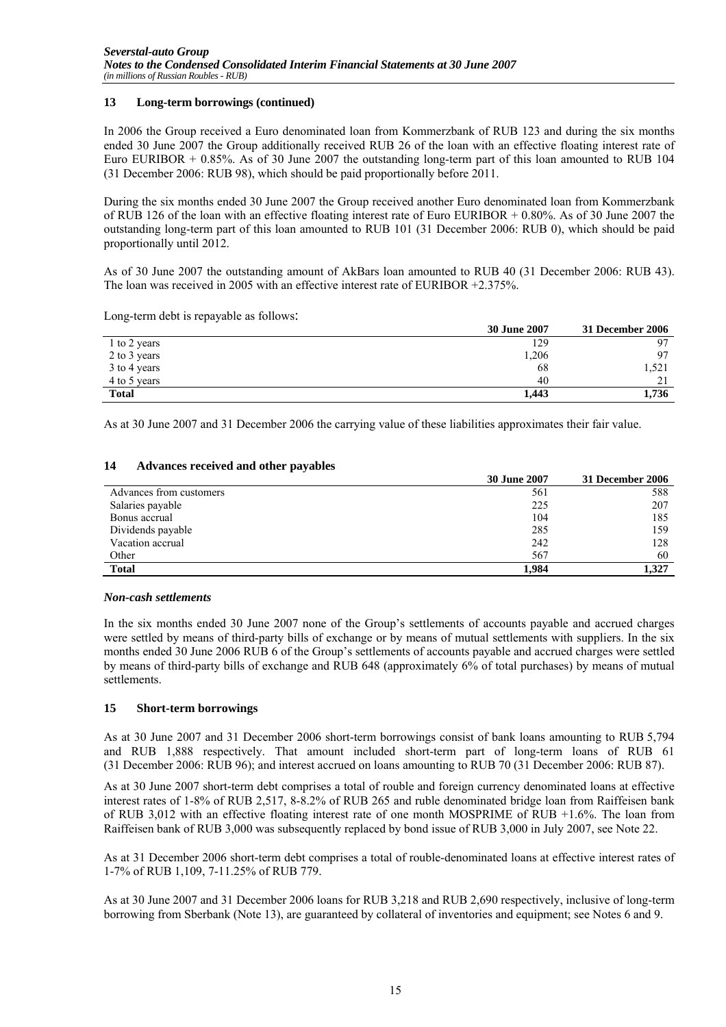### 13 Long-term borrowings (continued)

In 2006 the Group received a Euro denominated loan from Kommerzbank of RUB 123 and during the six months ended 30 June 2007 the Group additionally received RUB 26 of the loan with an effective floating interest rate of Euro EURIBOR + 0.85%. As of 30 June 2007 the outstanding long-term part of this loan amounted to RUB 104 (31 December 2006: RUB 98), which should be paid proportionally before 2011.

During the six months ended 30 June 2007 the Group received another Euro denominated loan from Kommerzbank of RUB 126 of the loan with an effective floating interest rate of Euro EURIBOR + 0.80%. As of 30 June 2007 the outstanding long-term part of this loan amounted to RUB 101 (31 December 2006: RUB 0), which should be paid proportionally until 2012.

As of 30 June 2007 the outstanding amount of AkBars loan amounted to RUB 40 (31 December 2006: RUB 43). The loan was received in 2005 with an effective interest rate of EURIBOR +2.375%.

Long-term debt is repayable as follows:

| | 30 June 2007 | 31 December 2006 |
|---|---|---|
| 1 to 2 years | 129 | 97 |
| 2 to 3 years | 1,206 | 97 |
| 3 to 4 years | 68 | 1,521 |
| 4 to 5 years | 40 | 21 |
| **Total** | **1,443** | **1,736** |

As at 30 June 2007 and 31 December 2006 the carrying value of these liabilities approximates their fair value.

### 14 Advances received and other payables

| | 30 June 2007 | 31 December 2006 |
|---|---|---|
| Advances from customers | 561 | 588 |
| Salaries payable | 225 | 207 |
| Bonus accrual | 104 | 185 |
| Dividends payable | 285 | 159 |
| Vacation accrual | 242 | 128 |
| Other | 567 | 60 |
| **Total** | **1,984** | **1,327** |

***Non-cash settlements***

In the six months ended 30 June 2007 none of the Group's settlements of accounts payable and accrued charges were settled by means of third-party bills of exchange or by means of mutual settlements with suppliers. In the six months ended 30 June 2006 RUB 6 of the Group's settlements of accounts payable and accrued charges were settled by means of third-party bills of exchange and RUB 648 (approximately 6% of total purchases) by means of mutual settlements.

### 15 Short-term borrowings

As at 30 June 2007 and 31 December 2006 short-term borrowings consist of bank loans amounting to RUB 5,794 and RUB 1,888 respectively. That amount included short-term part of long-term loans of RUB 61 (31 December 2006: RUB 96); and interest accrued on loans amounting to RUB 70 (31 December 2006: RUB 87).

As at 30 June 2007 short-term debt comprises a total of rouble and foreign currency denominated loans at effective interest rates of 1-8% of RUB 2,517, 8-8.2% of RUB 265 and ruble denominated bridge loan from Raiffeisen bank of RUB 3,012 with an effective floating interest rate of one month MOSPRIME of RUB +1.6%. The loan from Raiffeisen bank of RUB 3,000 was subsequently replaced by bond issue of RUB 3,000 in July 2007, see Note 22.

As at 31 December 2006 short-term debt comprises a total of rouble-denominated loans at effective interest rates of 1-7% of RUB 1,109, 7-11.25% of RUB 779.

As at 30 June 2007 and 31 December 2006 loans for RUB 3,218 and RUB 2,690 respectively, inclusive of long-term borrowing from Sberbank (Note 13), are guaranteed by collateral of inventories and equipment; see Notes 6 and 9.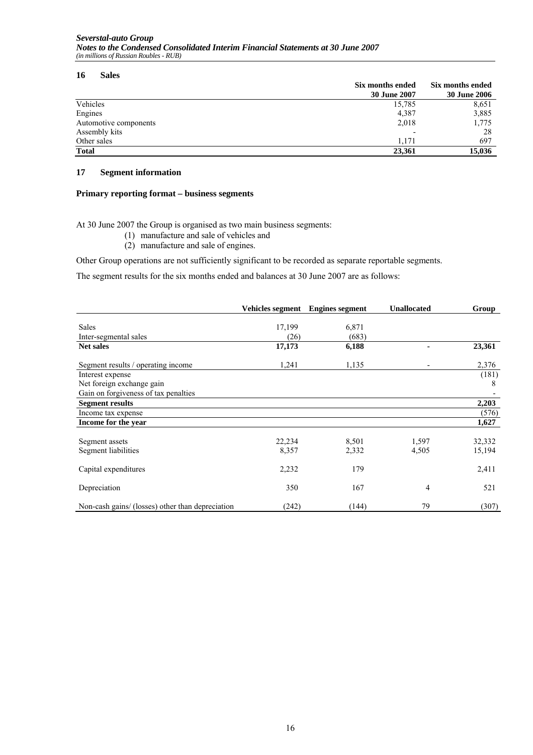## 16 Sales

| | Six months ended 30 June 2007 | Six months ended 30 June 2006 |
|---|---|---|
| Vehicles | 15,785 | 8,651 |
| Engines | 4,387 | 3,885 |
| Automotive components | 2,018 | 1,775 |
| Assembly kits | - | 28 |
| Other sales | 1,171 | 697 |
| **Total** | **23,361** | **15,036** |

## 17 Segment information

### Primary reporting format – business segments

At 30 June 2007 the Group is organised as two main business segments:

1. manufacture and sale of vehicles and
2. manufacture and sale of engines.

Other Group operations are not sufficiently significant to be recorded as separate reportable segments.

The segment results for the six months ended and balances at 30 June 2007 are as follows:

| | Vehicles segment | Engines segment | Unallocated | Group |
|---|---|---|---|---|
| Sales | 17,199 | 6,871 | | |
| Inter-segmental sales | (26) | (683) | | |
| **Net sales** | **17,173** | **6,188** | **-** | **23,361** |
| Segment results / operating income | 1,241 | 1,135 | - | 2,376 |
| Interest expense | | | | (181) |
| Net foreign exchange gain | | | | 8 |
| Gain on forgiveness of tax penalties | | | | - |
| **Segment results** | | | | **2,203** |
| Income tax expense | | | | (576) |
| **Income for the year** | | | | **1,627** |
| Segment assets | 22,234 | 8,501 | 1,597 | 32,332 |
| Segment liabilities | 8,357 | 2,332 | 4,505 | 15,194 |
| Capital expenditures | 2,232 | 179 | | 2,411 |
| Depreciation | 350 | 167 | 4 | 521 |
| Non-cash gains/ (losses) other than depreciation | (242) | (144) | 79 | (307) |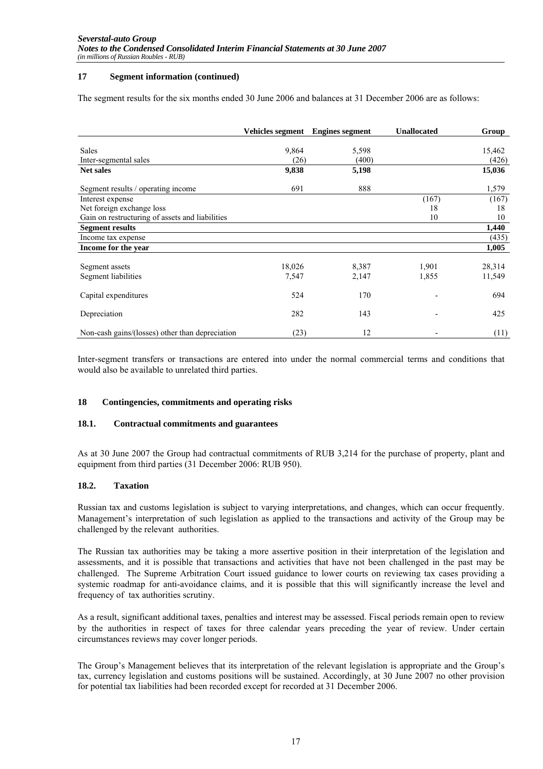### 17 Segment information (continued)

The segment results for the six months ended 30 June 2006 and balances at 31 December 2006 are as follows:

| | Vehicles segment | Engines segment | Unallocated | Group |
|---|---|---|---|---|
| Sales | 9,864 | 5,598 | | 15,462 |
| Inter-segmental sales | (26) | (400) | | (426) |
| **Net sales** | **9,838** | **5,198** | | **15,036** |
| Segment results / operating income | 691 | 888 | | 1,579 |
| Interest expense | | | (167) | (167) |
| Net foreign exchange loss | | | 18 | 18 |
| Gain on restructuring of assets and liabilities | | | 10 | 10 |
| **Segment results** | | | | **1,440** |
| Income tax expense | | | | (435) |
| **Income for the year** | | | | **1,005** |
| Segment assets | 18,026 | 8,387 | 1,901 | 28,314 |
| Segment liabilities | 7,547 | 2,147 | 1,855 | 11,549 |
| Capital expenditures | 524 | 170 | - | 694 |
| Depreciation | 282 | 143 | - | 425 |
| Non-cash gains/(losses) other than depreciation | (23) | 12 | - | (11) |

Inter-segment transfers or transactions are entered into under the normal commercial terms and conditions that would also be available to unrelated third parties.

### 18 Contingencies, commitments and operating risks

#### 18.1. Contractual commitments and guarantees

As at 30 June 2007 the Group had contractual commitments of RUB 3,214 for the purchase of property, plant and equipment from third parties (31 December 2006: RUB 950).

#### 18.2. Taxation

Russian tax and customs legislation is subject to varying interpretations, and changes, which can occur frequently. Management's interpretation of such legislation as applied to the transactions and activity of the Group may be challenged by the relevant authorities.

The Russian tax authorities may be taking a more assertive position in their interpretation of the legislation and assessments, and it is possible that transactions and activities that have not been challenged in the past may be challenged. The Supreme Arbitration Court issued guidance to lower courts on reviewing tax cases providing a systemic roadmap for anti-avoidance claims, and it is possible that this will significantly increase the level and frequency of tax authorities scrutiny.

As a result, significant additional taxes, penalties and interest may be assessed. Fiscal periods remain open to review by the authorities in respect of taxes for three calendar years preceding the year of review. Under certain circumstances reviews may cover longer periods.

The Group's Management believes that its interpretation of the relevant legislation is appropriate and the Group's tax, currency legislation and customs positions will be sustained. Accordingly, at 30 June 2007 no other provision for potential tax liabilities had been recorded except for recorded at 31 December 2006.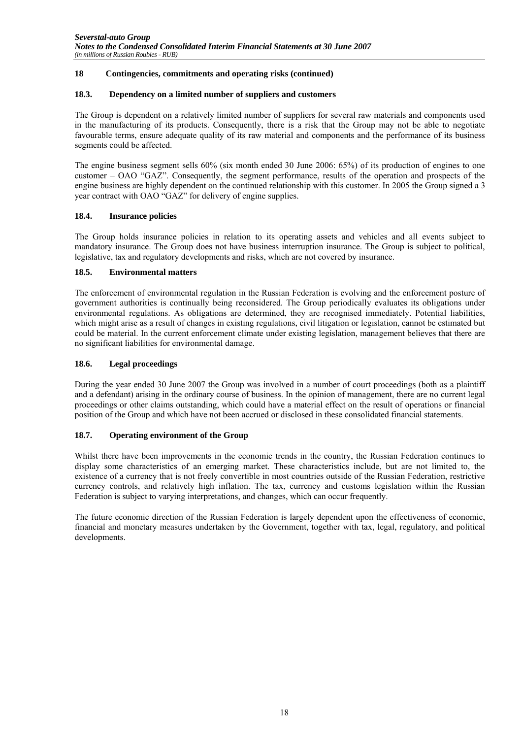## 18 Contingencies, commitments and operating risks (continued)

### 18.3. Dependency on a limited number of suppliers and customers

The Group is dependent on a relatively limited number of suppliers for several raw materials and components used in the manufacturing of its products. Consequently, there is a risk that the Group may not be able to negotiate favourable terms, ensure adequate quality of its raw material and components and the performance of its business segments could be affected.

The engine business segment sells 60% (six month ended 30 June 2006: 65%) of its production of engines to one customer – OAO "GAZ". Consequently, the segment performance, results of the operation and prospects of the engine business are highly dependent on the continued relationship with this customer. In 2005 the Group signed a 3 year contract with OAO "GAZ" for delivery of engine supplies.

### 18.4. Insurance policies

The Group holds insurance policies in relation to its operating assets and vehicles and all events subject to mandatory insurance. The Group does not have business interruption insurance. The Group is subject to political, legislative, tax and regulatory developments and risks, which are not covered by insurance.

### 18.5. Environmental matters

The enforcement of environmental regulation in the Russian Federation is evolving and the enforcement posture of government authorities is continually being reconsidered. The Group periodically evaluates its obligations under environmental regulations. As obligations are determined, they are recognised immediately. Potential liabilities, which might arise as a result of changes in existing regulations, civil litigation or legislation, cannot be estimated but could be material. In the current enforcement climate under existing legislation, management believes that there are no significant liabilities for environmental damage.

### 18.6. Legal proceedings

During the year ended 30 June 2007 the Group was involved in a number of court proceedings (both as a plaintiff and a defendant) arising in the ordinary course of business. In the opinion of management, there are no current legal proceedings or other claims outstanding, which could have a material effect on the result of operations or financial position of the Group and which have not been accrued or disclosed in these consolidated financial statements.

### 18.7. Operating environment of the Group

Whilst there have been improvements in the economic trends in the country, the Russian Federation continues to display some characteristics of an emerging market. These characteristics include, but are not limited to, the existence of a currency that is not freely convertible in most countries outside of the Russian Federation, restrictive currency controls, and relatively high inflation. The tax, currency and customs legislation within the Russian Federation is subject to varying interpretations, and changes, which can occur frequently.

The future economic direction of the Russian Federation is largely dependent upon the effectiveness of economic, financial and monetary measures undertaken by the Government, together with tax, legal, regulatory, and political developments.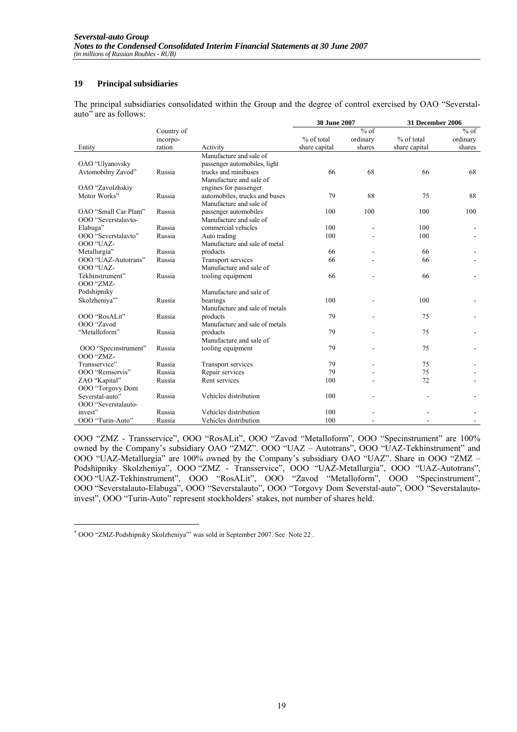## 19 Principal subsidiaries

The principal subsidiaries consolidated within the Group and the degree of control exercised by OAO "Severstal-auto" are as follows:

| Entity | Country of incorporation | Activity | 30 June 2007 | | 31 December 2006 | |
|---|---|---|---|---|---|---|
| | | | % of total share capital | % of ordinary shares | % of total share capital | % of ordinary shares |
| OAO "Ulyanovsky Avtomobilny Zavod" | Russia | Manufacture and sale of passenger automobiles, light trucks and minibuses | 66 | 68 | 66 | 68 |
| OAO "Zavolzhskiy Motor Works" | Russia | Manufacture and sale of engines for passenger automobiles, trucks and buses | 79 | 88 | 75 | 88 |
| OAO "Small Car Plant" | Russia | Manufacture and sale of passenger automobiles | 100 | 100 | 100 | 100 |
| OOO "Severstalavto-Elabuga" | Russia | Manufacture and sale of commercial vehicles | 100 | - | 100 | - |
| OOO "Severstalavto" | Russia | Auto trading | 100 | - | 100 | - |
| OOO "UAZ-Metallurgia" | Russia | Manufacture and sale of metal products | 66 | - | 66 | - |
| OOO "UAZ-Autotrans" | Russia | Transport services | 66 | - | 66 | - |
| OOO "UAZ-Tekhinstrument" | Russia | Manufacture and sale of tooling equipment | 66 | - | 66 | - |
| OOO "ZMZ-Podshipniky Skolzheniya"* | Russia | Manufacture and sale of bearings | 100 | - | 100 | - |
| OOO "RosALit" | Russia | Manufacture and sale of metals products | 79 | - | 75 | - |
| OOO "Zavod "Metalloform" | Russia | Manufacture and sale of metals products | 79 | - | 75 | - |
| OOO "Specinstrument" | Russia | Manufacture and sale of tooling equipment | 79 | - | 75 | - |
| OOO "ZMZ-Transservice" | Russia | Transport services | 79 | - | 75 | - |
| OOO "Remservis" | Russia | Repair services | 79 | - | 75 | - |
| ZAO "Kapital" | Russia | Rent services | 100 | - | 72 | - |
| OOO "Torgovy Dom Severstal-auto" | Russia | Vehicles distribution | 100 | - | - | - |
| OOO "Severstalauto-invest" | Russia | Vehicles distribution | 100 | - | - | - |
| OOO "Turin-Auto" | Russia | Vehicles distribution | 100 | - | - | - |

OOO "ZMZ - Transservice", OOO "RosALit", OOO "Zavod "Metalloform", OOO "Specinstrument" are 100% owned by the Company's subsidiary OAO "ZMZ". OOO "UAZ – Autotrans", OOO "UAZ-Tekhinstrument" and OOO "UAZ-Metallurgia" are 100% owned by the Company's subsidiary OAO "UAZ". Share in OOO "ZMZ – Podshipniky Skolzheniya", OOO "ZMZ - Transservice", OOO "UAZ-Metallurgia", OOO "UAZ-Autotrans", OOO "UAZ-Tekhinstrument", OOO "RosALit", OOO "Zavod "Metalloform", OOO "Specinstrument", OOO "Severstalauto-Elabuga", OOO "Severstalauto", OOO "Torgovy Dom Severstal-auto", OOO "Severstalauto-invest", OOO "Turin-Auto" represent stockholders' stakes, not number of shares held.

* OOO "ZMZ-Podshipniky Skolzheniya"" was sold in September 2007. See Note 22 .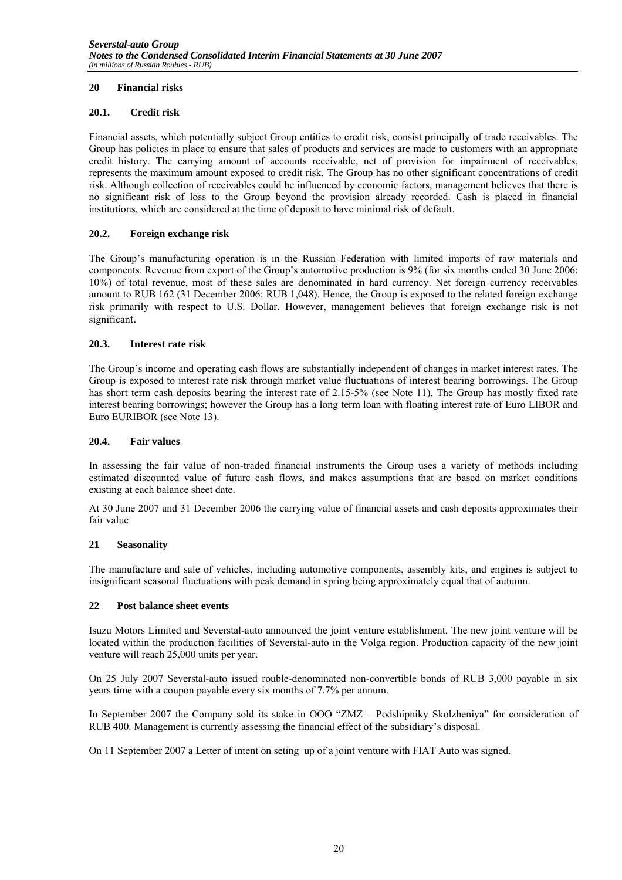## 20 Financial risks

### 20.1. Credit risk

Financial assets, which potentially subject Group entities to credit risk, consist principally of trade receivables. The Group has policies in place to ensure that sales of products and services are made to customers with an appropriate credit history. The carrying amount of accounts receivable, net of provision for impairment of receivables, represents the maximum amount exposed to credit risk. The Group has no other significant concentrations of credit risk. Although collection of receivables could be influenced by economic factors, management believes that there is no significant risk of loss to the Group beyond the provision already recorded. Cash is placed in financial institutions, which are considered at the time of deposit to have minimal risk of default.

### 20.2. Foreign exchange risk

The Group's manufacturing operation is in the Russian Federation with limited imports of raw materials and components. Revenue from export of the Group's automotive production is 9% (for six months ended 30 June 2006: 10%) of total revenue, most of these sales are denominated in hard currency. Net foreign currency receivables amount to RUB 162 (31 December 2006: RUB 1,048). Hence, the Group is exposed to the related foreign exchange risk primarily with respect to U.S. Dollar. However, management believes that foreign exchange risk is not significant.

### 20.3. Interest rate risk

The Group's income and operating cash flows are substantially independent of changes in market interest rates. The Group is exposed to interest rate risk through market value fluctuations of interest bearing borrowings. The Group has short term cash deposits bearing the interest rate of 2.15-5% (see Note 11). The Group has mostly fixed rate interest bearing borrowings; however the Group has a long term loan with floating interest rate of Euro LIBOR and Euro EURIBOR (see Note 13).

### 20.4. Fair values

In assessing the fair value of non-traded financial instruments the Group uses a variety of methods including estimated discounted value of future cash flows, and makes assumptions that are based on market conditions existing at each balance sheet date.

At 30 June 2007 and 31 December 2006 the carrying value of financial assets and cash deposits approximates their fair value.

## 21 Seasonality

The manufacture and sale of vehicles, including automotive components, assembly kits, and engines is subject to insignificant seasonal fluctuations with peak demand in spring being approximately equal that of autumn.

## 22 Post balance sheet events

Isuzu Motors Limited and Severstal-auto announced the joint venture establishment. The new joint venture will be located within the production facilities of Severstal-auto in the Volga region. Production capacity of the new joint venture will reach 25,000 units per year.

On 25 July 2007 Severstal-auto issued rouble-denominated non-convertible bonds of RUB 3,000 payable in six years time with a coupon payable every six months of 7.7% per annum.

In September 2007 the Company sold its stake in OOO "ZMZ – Podshipniky Skolzheniya" for consideration of RUB 400. Management is currently assessing the financial effect of the subsidiary's disposal.

On 11 September 2007 a Letter of intent on seting up of a joint venture with FIAT Auto was signed.